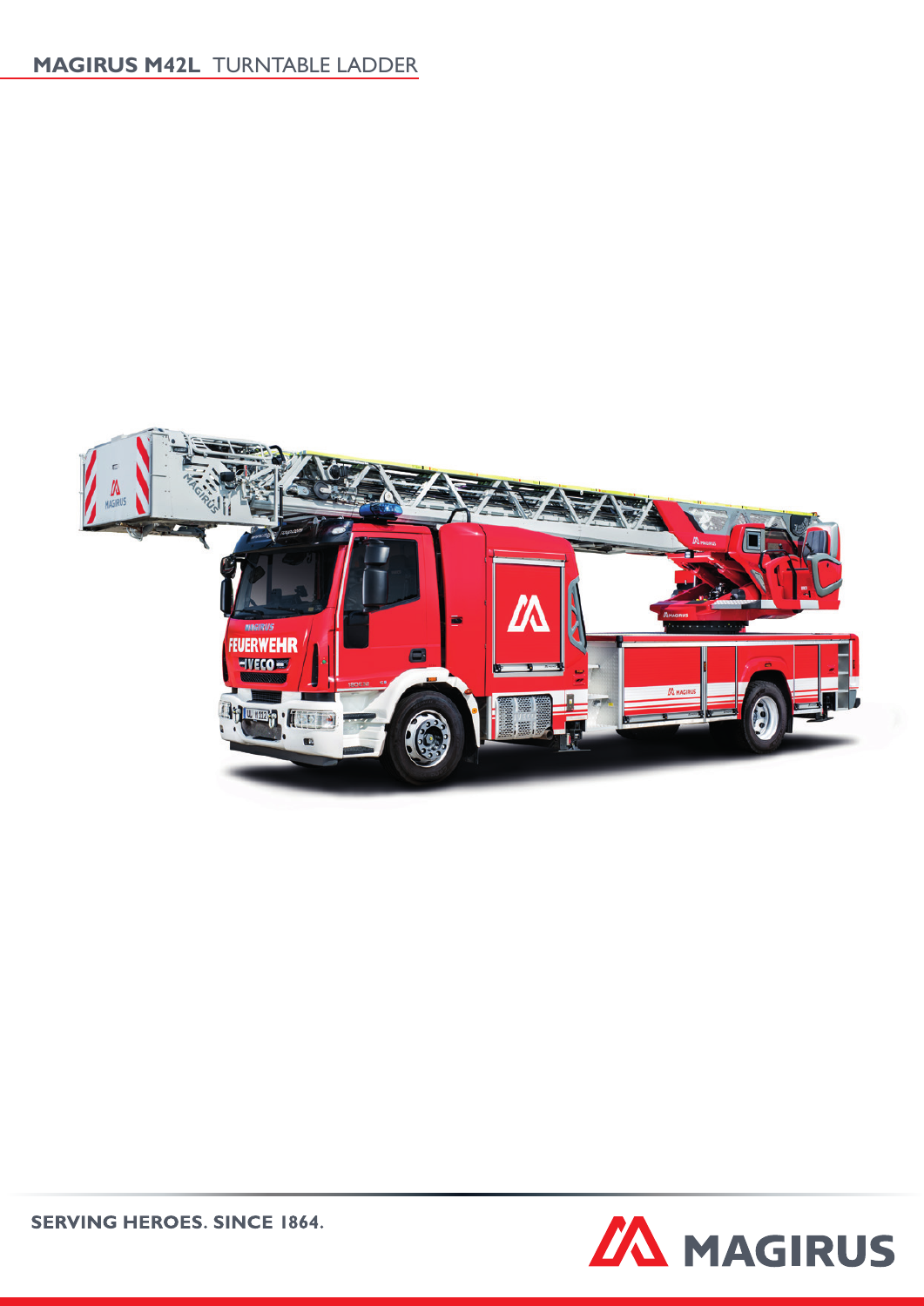# MAGIRUS M42L TURNTABLE LADDER

SERVING HEROES. SINCE 1864.

MAGIRUS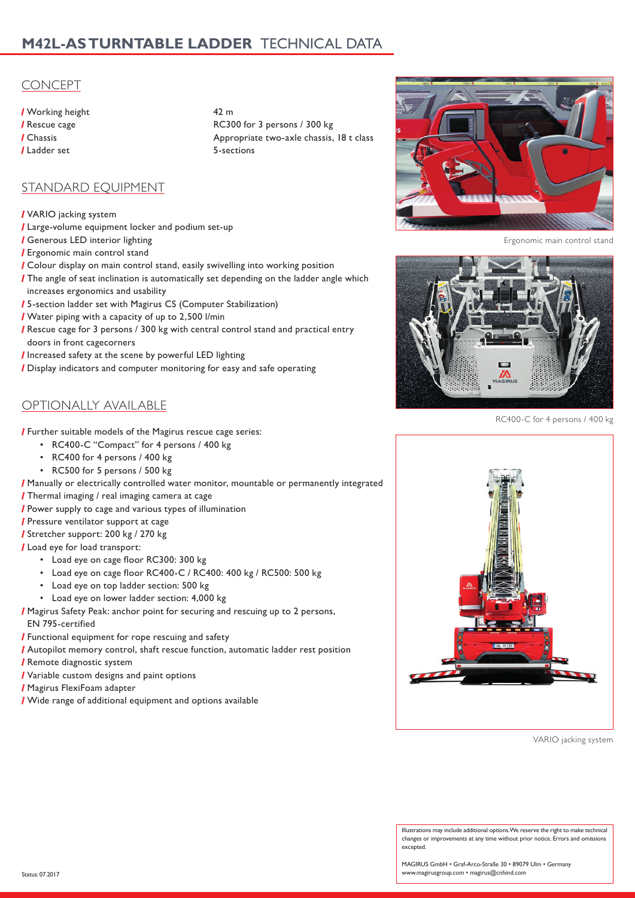# M42L-AS TURNTABLE LADDER TECHNICAL DATA

## CONCEPT

| | |
|---|---|
| / Working height | 42 m |
| / Rescue cage | RC300 for 3 persons / 300 kg |
| / Chassis | Appropriate two-axle chassis, 18 t class |
| / Ladder set | 5-sections |

## STANDARD EQUIPMENT

- VARIO jacking system
- Large-volume equipment locker and podium set-up
- Generous LED interior lighting
- Ergonomic main control stand
- Colour display on main control stand, easily swivelling into working position
- The angle of seat inclination is automatically set depending on the ladder angle which increases ergonomics and usability
- 5-section ladder set with Magirus CS (Computer Stabilization)
- Water piping with a capacity of up to 2,500 l/min
- Rescue cage for 3 persons / 300 kg with central control stand and practical entry doors in front cagecorners
- Increased safety at the scene by powerful LED lighting
- Display indicators and computer monitoring for easy and safe operating

## OPTIONALLY AVAILABLE

- Further suitable models of the Magirus rescue cage series:
  - RC400-C "Compact" for 4 persons / 400 kg
  - RC400 for 4 persons / 400 kg
  - RC500 for 5 persons / 500 kg
- Manually or electrically controlled water monitor, mountable or permanently integrated
- Thermal imaging / real imaging camera at cage
- Power supply to cage and various types of illumination
- Pressure ventilator support at cage
- Stretcher support: 200 kg / 270 kg
- Load eye for load transport:
  - Load eye on cage floor RC300: 300 kg
  - Load eye on cage floor RC400-C / RC400: 400 kg / RC500: 500 kg
  - Load eye on top ladder section: 500 kg
  - Load eye on lower ladder section: 4,000 kg
- Magirus Safety Peak: anchor point for securing and rescuing up to 2 persons, EN 795-certified
- Functional equipment for rope rescuing and safety
- Autopilot memory control, shaft rescue function, automatic ladder rest position
- Remote diagnostic system
- Variable custom designs and paint options
- Magirus FlexiFoam adapter
- Wide range of additional equipment and options available

Ergonomic main control stand

RC400-C for 4 persons / 400 kg

VARIO jacking system

Illustrations may include additional options. We reserve the right to make technical changes or improvements at any time without prior notice. Errors and omissions excepted.

MAGIRUS GmbH • Graf-Arco-Straße 30 • 89079 Ulm • Germany
www.magirusgroup.com • magirus@cnhind.com

Status: 07.2017